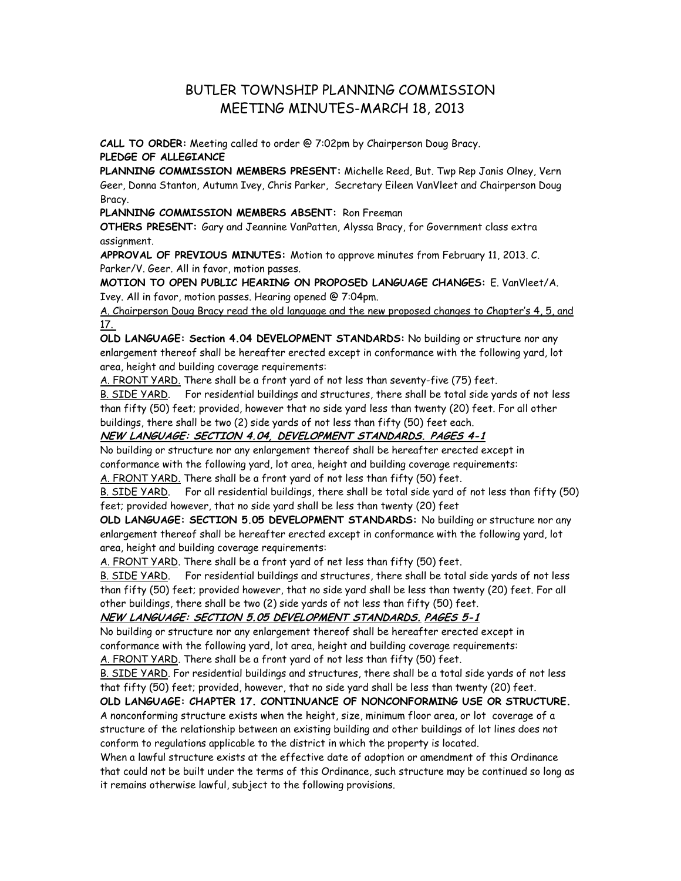# BUTLER TOWNSHIP PLANNING COMMISSION
## MEETING MINUTES-MARCH 18, 2013

**CALL TO ORDER:** Meeting called to order @ 7:02pm by Chairperson Doug Bracy.

**PLEDGE OF ALLEGIANCE**

**PLANNING COMMISSION MEMBERS PRESENT:** Michelle Reed, But. Twp Rep Janis Olney, Vern Geer, Donna Stanton, Autumn Ivey, Chris Parker, Secretary Eileen VanVleet and Chairperson Doug Bracy.

**PLANNING COMMISSION MEMBERS ABSENT:** Ron Freeman

**OTHERS PRESENT:** Gary and Jeannine VanPatten, Alyssa Bracy, for Government class extra assignment.

**APPROVAL OF PREVIOUS MINUTES:** Motion to approve minutes from February 11, 2013. C. Parker/V. Geer. All in favor, motion passes.

**MOTION TO OPEN PUBLIC HEARING ON PROPOSED LANGUAGE CHANGES:** E. VanVleet/A. Ivey. All in favor, motion passes. Hearing opened @ 7:04pm.

<u>A. Chairperson Doug Bracy read the old language and the new proposed changes to Chapter's 4, 5, and 17.</u>

**OLD LANGUAGE: Section 4.04 DEVELOPMENT STANDARDS:** No building or structure nor any enlargement thereof shall be hereafter erected except in conformance with the following yard, lot area, height and building coverage requirements:

<u>A. FRONT YARD.</u> There shall be a front yard of not less than seventy-five (75) feet.

<u>B. SIDE YARD</u>. For residential buildings and structures, there shall be total side yards of not less than fifty (50) feet; provided, however that no side yard less than twenty (20) feet. For all other buildings, there shall be two (2) side yards of not less than fifty (50) feet each.

***NEW LANGUAGE: SECTION 4.04, DEVELOPMENT STANDARDS. PAGES 4-1***

No building or structure nor any enlargement thereof shall be hereafter erected except in conformance with the following yard, lot area, height and building coverage requirements:

<u>A. FRONT YARD.</u> There shall be a front yard of not less than fifty (50) feet.

<u>B. SIDE YARD</u>. For all residential buildings, there shall be total side yard of not less than fifty (50) feet; provided however, that no side yard shall be less than twenty (20) feet

**OLD LANGUAGE: SECTION 5.05 DEVELOPMENT STANDARDS:** No building or structure nor any enlargement thereof shall be hereafter erected except in conformance with the following yard, lot area, height and building coverage requirements:

<u>A. FRONT YARD</u>. There shall be a front yard of net less than fifty (50) feet.

<u>B. SIDE YARD</u>. For residential buildings and structures, there shall be total side yards of not less than fifty (50) feet; provided however, that no side yard shall be less than twenty (20) feet. For all other buildings, there shall be two (2) side yards of not less than fifty (50) feet.

***NEW LANGUAGE: SECTION 5.05 DEVELOPMENT STANDARDS. <u>PAGES 5-1</u>***

No building or structure nor any enlargement thereof shall be hereafter erected except in conformance with the following yard, lot area, height and building coverage requirements:

<u>A. FRONT YARD</u>. There shall be a front yard of not less than fifty (50) feet.

<u>B. SIDE YARD</u>. For residential buildings and structures, there shall be a total side yards of not less that fifty (50) feet; provided, however, that no side yard shall be less than twenty (20) feet.

**OLD LANGUAGE: CHAPTER 17. CONTINUANCE OF NONCONFORMING USE OR STRUCTURE.**

A nonconforming structure exists when the height, size, minimum floor area, or lot coverage of a structure of the relationship between an existing building and other buildings of lot lines does not conform to regulations applicable to the district in which the property is located.

When a lawful structure exists at the effective date of adoption or amendment of this Ordinance that could not be built under the terms of this Ordinance, such structure may be continued so long as it remains otherwise lawful, subject to the following provisions.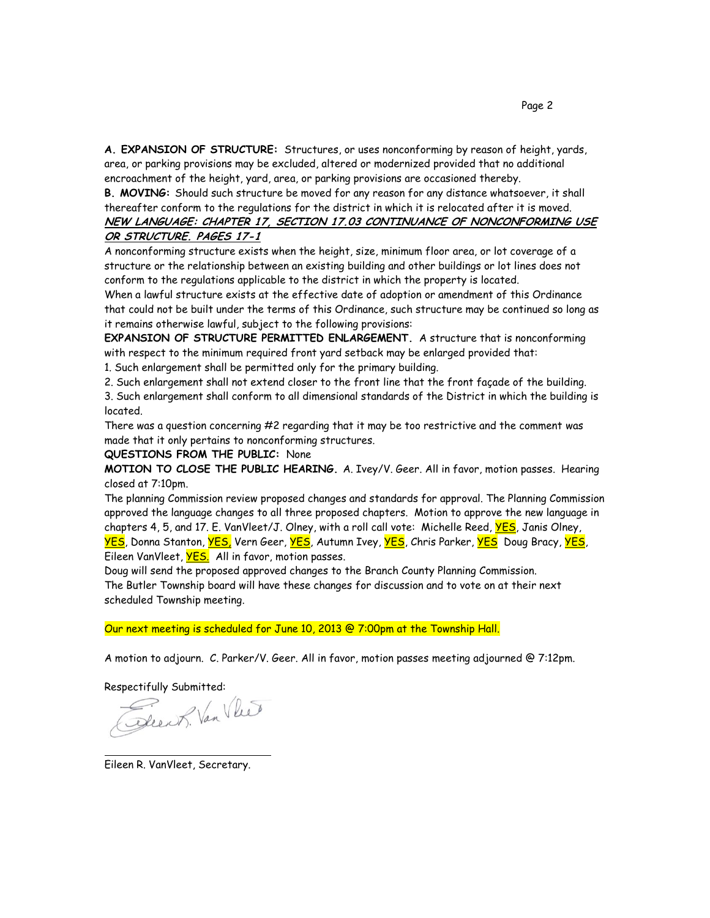**A. EXPANSION OF STRUCTURE:** Structures, or uses nonconforming by reason of height, yards, area, or parking provisions may be excluded, altered or modernized provided that no additional encroachment of the height, yard, area, or parking provisions are occasioned thereby.

**B. MOVING:** Should such structure be moved for any reason for any distance whatsoever, it shall thereafter conform to the regulations for the district in which it is relocated after it is moved.

***NEW LANGUAGE: CHAPTER 17, SECTION 17.03 CONTINUANCE OF NONCONFORMING USE OR STRUCTURE. PAGES 17-1***

A nonconforming structure exists when the height, size, minimum floor area, or lot coverage of a structure or the relationship between an existing building and other buildings or lot lines does not conform to the regulations applicable to the district in which the property is located.

When a lawful structure exists at the effective date of adoption or amendment of this Ordinance that could not be built under the terms of this Ordinance, such structure may be continued so long as it remains otherwise lawful, subject to the following provisions:

**EXPANSION OF STRUCTURE PERMITTED ENLARGEMENT.** A structure that is nonconforming with respect to the minimum required front yard setback may be enlarged provided that:

1. Such enlargement shall be permitted only for the primary building.
2. Such enlargement shall not extend closer to the front line that the front façade of the building.
3. Such enlargement shall conform to all dimensional standards of the District in which the building is located.

There was a question concerning #2 regarding that it may be too restrictive and the comment was made that it only pertains to nonconforming structures.

**QUESTIONS FROM THE PUBLIC:** None

**MOTION TO CLOSE THE PUBLIC HEARING.** A. Ivey/V. Geer. All in favor, motion passes. Hearing closed at 7:10pm.

The planning Commission review proposed changes and standards for approval. The Planning Commission approved the language changes to all three proposed chapters. Motion to approve the new language in chapters 4, 5, and 17. E. VanVleet/J. Olney, with a roll call vote: Michelle Reed, YES, Janis Olney, YES, Donna Stanton, YES, Vern Geer, YES, Autumn Ivey, YES, Chris Parker, YES Doug Bracy, YES, Eileen VanVleet, YES. All in favor, motion passes.

Doug will send the proposed approved changes to the Branch County Planning Commission.

The Butler Township board will have these changes for discussion and to vote on at their next scheduled Township meeting.

Our next meeting is scheduled for June 10, 2013 @ 7:00pm at the Township Hall.

A motion to adjourn. C. Parker/V. Geer. All in favor, motion passes meeting adjourned @ 7:12pm.

Respectifully Submitted:

Eileen R. VanVleet, Secretary.